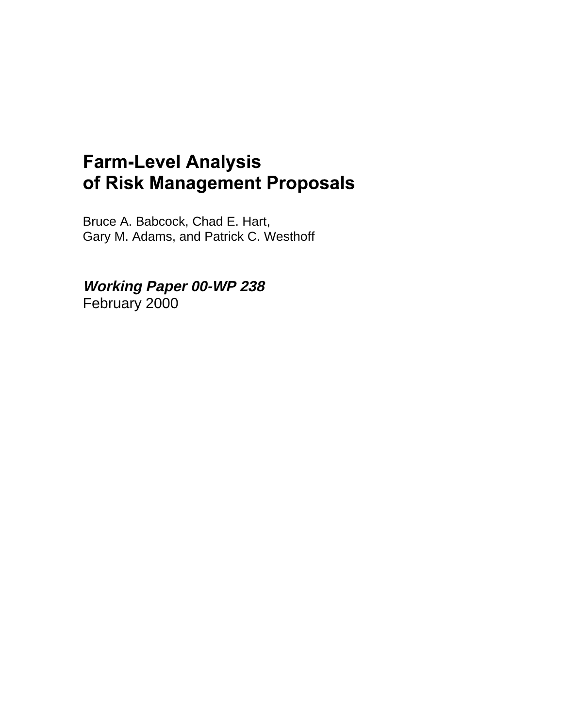# Farm-Level Analysis of Risk Management Proposals

Bruce A. Babcock, Chad E. Hart,
Gary M. Adams, and Patrick C. Westhoff

***Working Paper 00-WP 238***
February 2000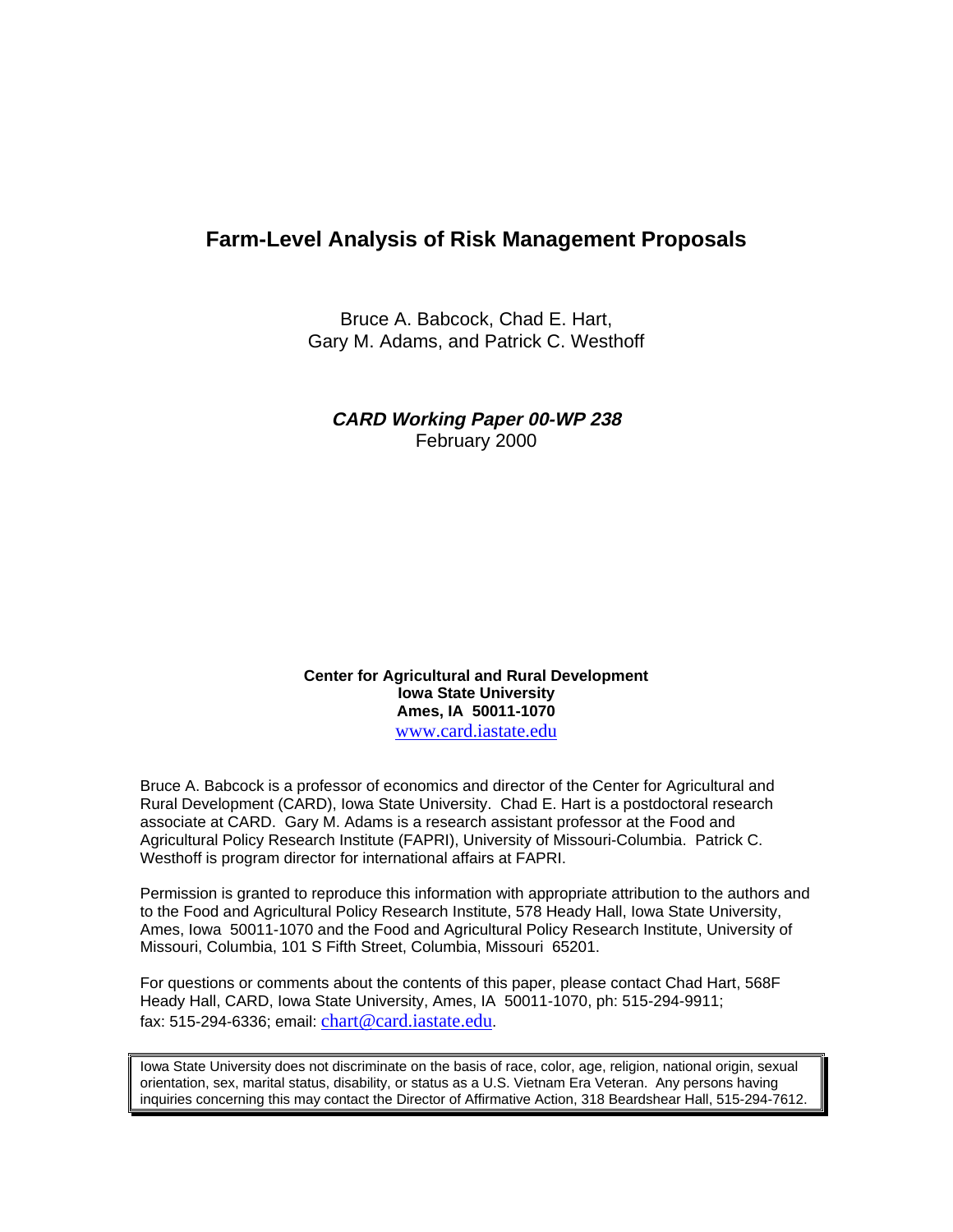# Farm-Level Analysis of Risk Management Proposals

Bruce A. Babcock, Chad E. Hart,
Gary M. Adams, and Patrick C. Westhoff

***CARD Working Paper 00-WP 238***
February 2000

**Center for Agricultural and Rural Development**
**Iowa State University**
**Ames, IA 50011-1070**
www.card.iastate.edu

Bruce A. Babcock is a professor of economics and director of the Center for Agricultural and Rural Development (CARD), Iowa State University. Chad E. Hart is a postdoctoral research associate at CARD. Gary M. Adams is a research assistant professor at the Food and Agricultural Policy Research Institute (FAPRI), University of Missouri-Columbia. Patrick C. Westhoff is program director for international affairs at FAPRI.

Permission is granted to reproduce this information with appropriate attribution to the authors and to the Food and Agricultural Policy Research Institute, 578 Heady Hall, Iowa State University, Ames, Iowa 50011-1070 and the Food and Agricultural Policy Research Institute, University of Missouri, Columbia, 101 S Fifth Street, Columbia, Missouri 65201.

For questions or comments about the contents of this paper, please contact Chad Hart, 568F Heady Hall, CARD, Iowa State University, Ames, IA 50011-1070, ph: 515-294-9911; fax: 515-294-6336; email: chart@card.iastate.edu.

Iowa State University does not discriminate on the basis of race, color, age, religion, national origin, sexual orientation, sex, marital status, disability, or status as a U.S. Vietnam Era Veteran. Any persons having inquiries concerning this may contact the Director of Affirmative Action, 318 Beardshear Hall, 515-294-7612.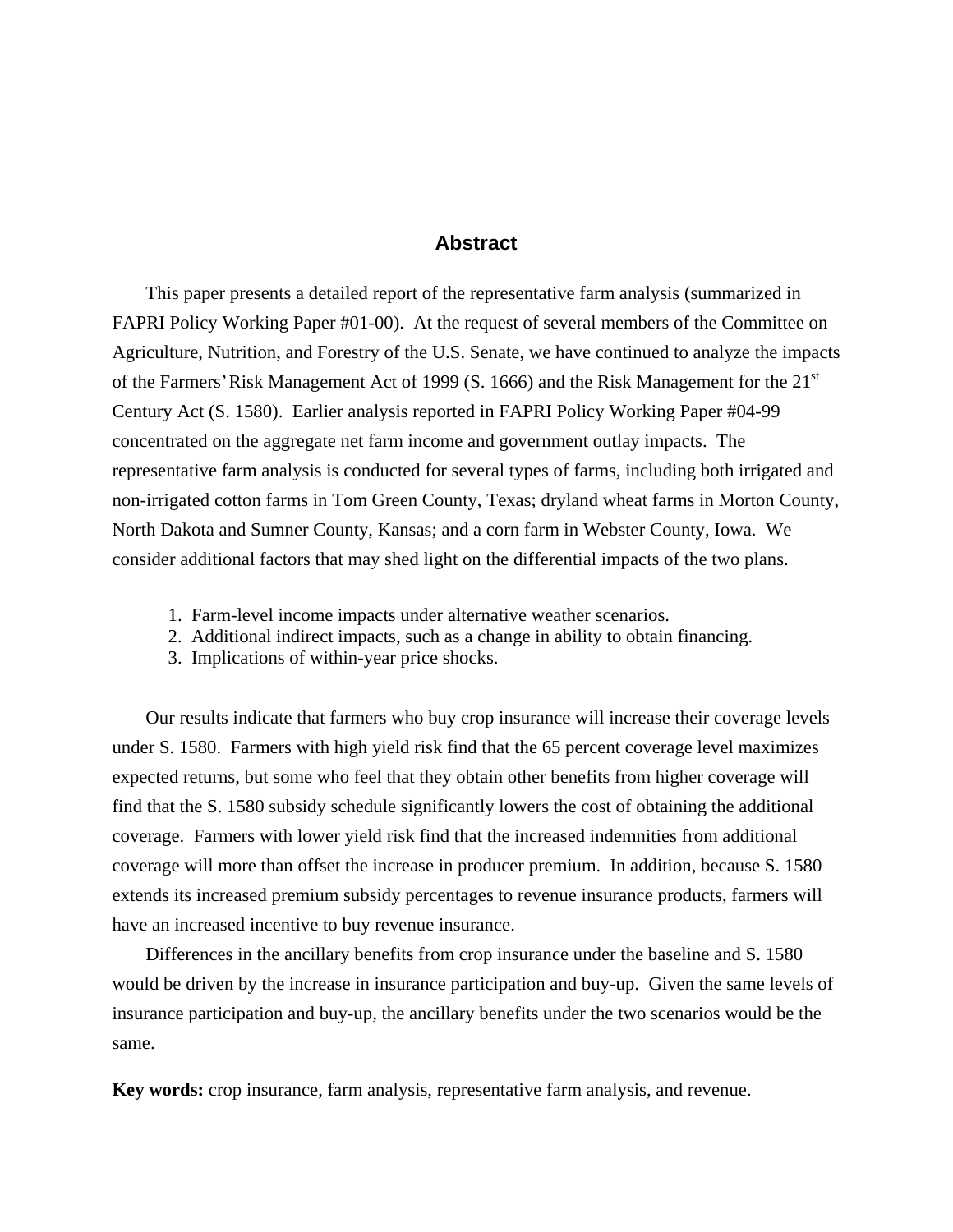## Abstract

This paper presents a detailed report of the representative farm analysis (summarized in FAPRI Policy Working Paper #01-00). At the request of several members of the Committee on Agriculture, Nutrition, and Forestry of the U.S. Senate, we have continued to analyze the impacts of the Farmers' Risk Management Act of 1999 (S. 1666) and the Risk Management for the 21st Century Act (S. 1580). Earlier analysis reported in FAPRI Policy Working Paper #04-99 concentrated on the aggregate net farm income and government outlay impacts. The representative farm analysis is conducted for several types of farms, including both irrigated and non-irrigated cotton farms in Tom Green County, Texas; dryland wheat farms in Morton County, North Dakota and Sumner County, Kansas; and a corn farm in Webster County, Iowa. We consider additional factors that may shed light on the differential impacts of the two plans.

1. Farm-level income impacts under alternative weather scenarios.
2. Additional indirect impacts, such as a change in ability to obtain financing.
3. Implications of within-year price shocks.

Our results indicate that farmers who buy crop insurance will increase their coverage levels under S. 1580. Farmers with high yield risk find that the 65 percent coverage level maximizes expected returns, but some who feel that they obtain other benefits from higher coverage will find that the S. 1580 subsidy schedule significantly lowers the cost of obtaining the additional coverage. Farmers with lower yield risk find that the increased indemnities from additional coverage will more than offset the increase in producer premium. In addition, because S. 1580 extends its increased premium subsidy percentages to revenue insurance products, farmers will have an increased incentive to buy revenue insurance.

Differences in the ancillary benefits from crop insurance under the baseline and S. 1580 would be driven by the increase in insurance participation and buy-up. Given the same levels of insurance participation and buy-up, the ancillary benefits under the two scenarios would be the same.

**Key words:** crop insurance, farm analysis, representative farm analysis, and revenue.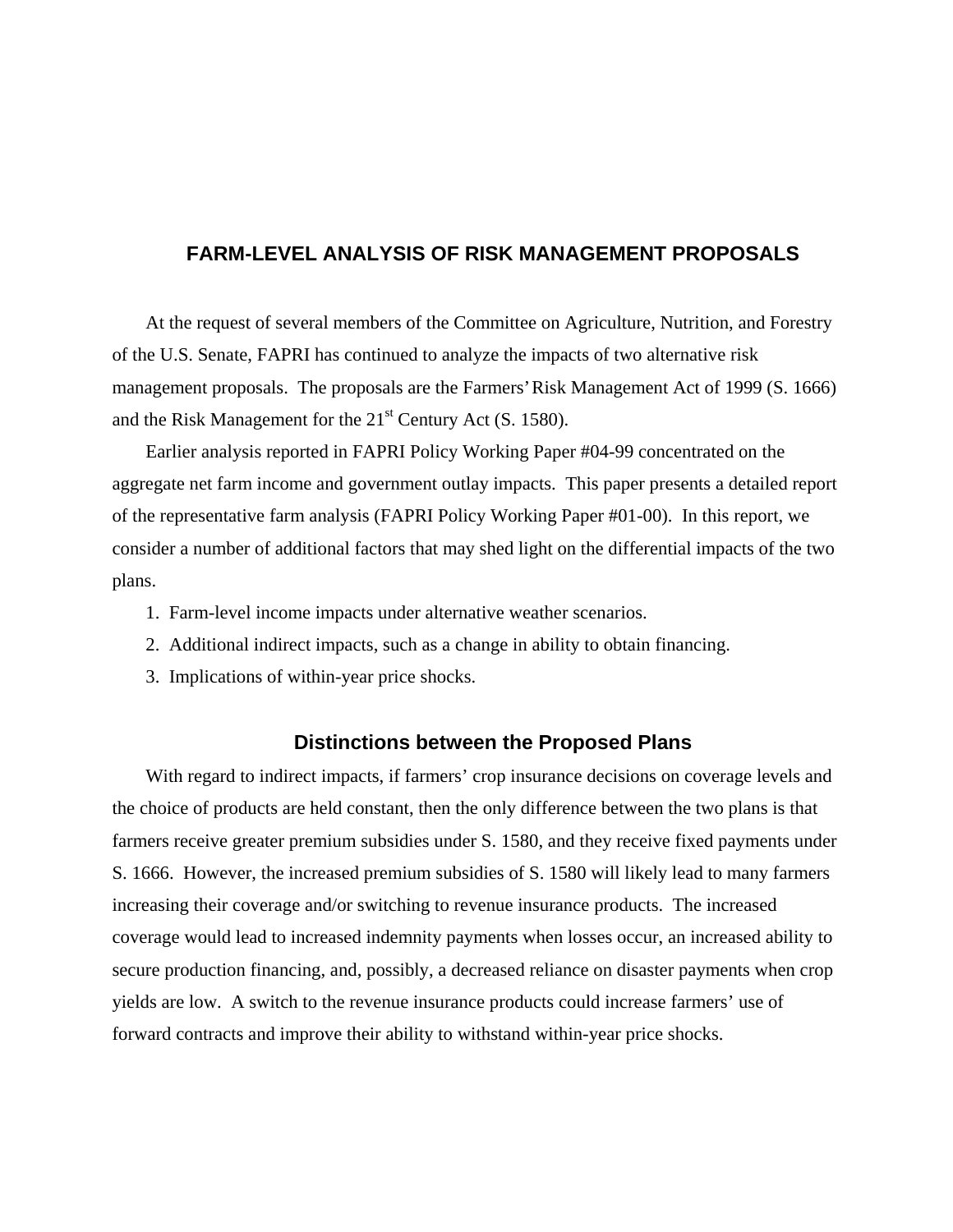# FARM-LEVEL ANALYSIS OF RISK MANAGEMENT PROPOSALS

At the request of several members of the Committee on Agriculture, Nutrition, and Forestry of the U.S. Senate, FAPRI has continued to analyze the impacts of two alternative risk management proposals. The proposals are the Farmers' Risk Management Act of 1999 (S. 1666) and the Risk Management for the 21st Century Act (S. 1580).

Earlier analysis reported in FAPRI Policy Working Paper #04-99 concentrated on the aggregate net farm income and government outlay impacts. This paper presents a detailed report of the representative farm analysis (FAPRI Policy Working Paper #01-00). In this report, we consider a number of additional factors that may shed light on the differential impacts of the two plans.

1. Farm-level income impacts under alternative weather scenarios.
2. Additional indirect impacts, such as a change in ability to obtain financing.
3. Implications of within-year price shocks.

## Distinctions between the Proposed Plans

With regard to indirect impacts, if farmers' crop insurance decisions on coverage levels and the choice of products are held constant, then the only difference between the two plans is that farmers receive greater premium subsidies under S. 1580, and they receive fixed payments under S. 1666. However, the increased premium subsidies of S. 1580 will likely lead to many farmers increasing their coverage and/or switching to revenue insurance products. The increased coverage would lead to increased indemnity payments when losses occur, an increased ability to secure production financing, and, possibly, a decreased reliance on disaster payments when crop yields are low. A switch to the revenue insurance products could increase farmers' use of forward contracts and improve their ability to withstand within-year price shocks.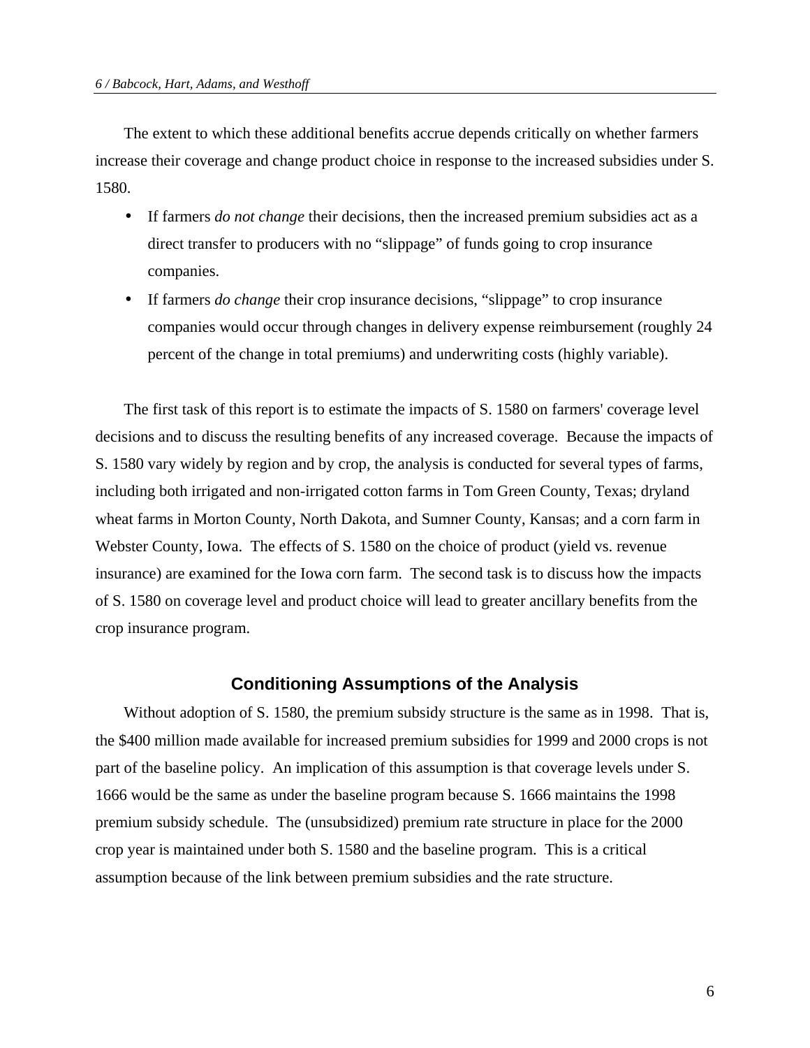The extent to which these additional benefits accrue depends critically on whether farmers increase their coverage and change product choice in response to the increased subsidies under S. 1580.

- If farmers *do not change* their decisions, then the increased premium subsidies act as a direct transfer to producers with no "slippage" of funds going to crop insurance companies.
- If farmers *do change* their crop insurance decisions, "slippage" to crop insurance companies would occur through changes in delivery expense reimbursement (roughly 24 percent of the change in total premiums) and underwriting costs (highly variable).

The first task of this report is to estimate the impacts of S. 1580 on farmers' coverage level decisions and to discuss the resulting benefits of any increased coverage. Because the impacts of S. 1580 vary widely by region and by crop, the analysis is conducted for several types of farms, including both irrigated and non-irrigated cotton farms in Tom Green County, Texas; dryland wheat farms in Morton County, North Dakota, and Sumner County, Kansas; and a corn farm in Webster County, Iowa. The effects of S. 1580 on the choice of product (yield vs. revenue insurance) are examined for the Iowa corn farm. The second task is to discuss how the impacts of S. 1580 on coverage level and product choice will lead to greater ancillary benefits from the crop insurance program.

## Conditioning Assumptions of the Analysis

Without adoption of S. 1580, the premium subsidy structure is the same as in 1998. That is, the $400 million made available for increased premium subsidies for 1999 and 2000 crops is not part of the baseline policy. An implication of this assumption is that coverage levels under S. 1666 would be the same as under the baseline program because S. 1666 maintains the 1998 premium subsidy schedule. The (unsubsidized) premium rate structure in place for the 2000 crop year is maintained under both S. 1580 and the baseline program. This is a critical assumption because of the link between premium subsidies and the rate structure.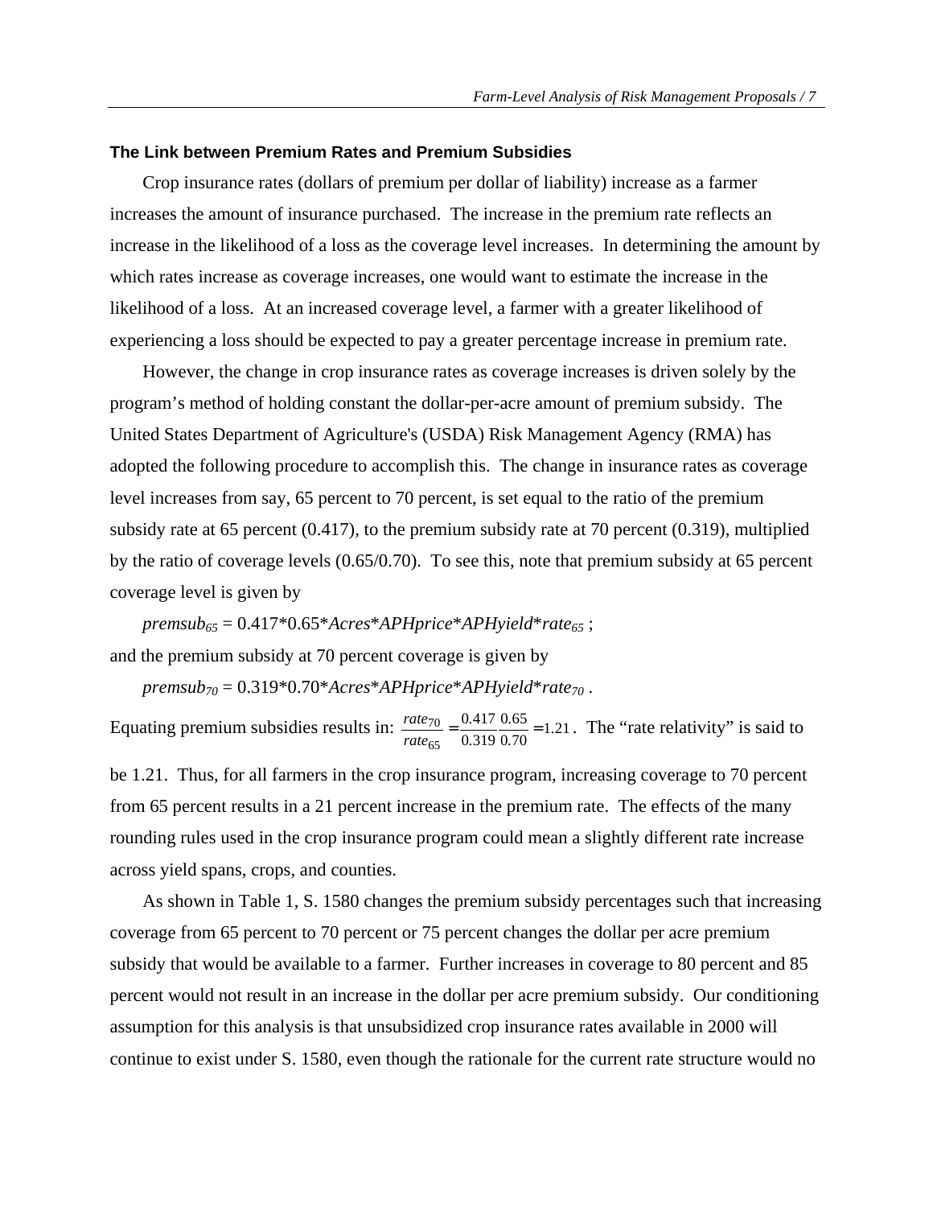### The Link between Premium Rates and Premium Subsidies

Crop insurance rates (dollars of premium per dollar of liability) increase as a farmer increases the amount of insurance purchased. The increase in the premium rate reflects an increase in the likelihood of a loss as the coverage level increases. In determining the amount by which rates increase as coverage increases, one would want to estimate the increase in the likelihood of a loss. At an increased coverage level, a farmer with a greater likelihood of experiencing a loss should be expected to pay a greater percentage increase in premium rate.

However, the change in crop insurance rates as coverage increases is driven solely by the program's method of holding constant the dollar-per-acre amount of premium subsidy. The United States Department of Agriculture's (USDA) Risk Management Agency (RMA) has adopted the following procedure to accomplish this. The change in insurance rates as coverage level increases from say, 65 percent to 70 percent, is set equal to the ratio of the premium subsidy rate at 65 percent (0.417), to the premium subsidy rate at 70 percent (0.319), multiplied by the ratio of coverage levels (0.65/0.70). To see this, note that premium subsidy at 65 percent coverage level is given by

$$premsub_{65} = 0.417*0.65*Acres*APHprice*APHyield*rate_{65} ;$$

and the premium subsidy at 70 percent coverage is given by

$$premsub_{70} = 0.319*0.70*Acres*APHprice*APHyield*rate_{70} .$$

Equating premium subsidies results in: $\frac{rate_{70}}{rate_{65}} = \frac{0.417}{0.319}\frac{0.65}{0.70} = 1.21$. The "rate relativity" is said to be 1.21. Thus, for all farmers in the crop insurance program, increasing coverage to 70 percent from 65 percent results in a 21 percent increase in the premium rate. The effects of the many rounding rules used in the crop insurance program could mean a slightly different rate increase across yield spans, crops, and counties.

As shown in Table 1, S. 1580 changes the premium subsidy percentages such that increasing coverage from 65 percent to 70 percent or 75 percent changes the dollar per acre premium subsidy that would be available to a farmer. Further increases in coverage to 80 percent and 85 percent would not result in an increase in the dollar per acre premium subsidy. Our conditioning assumption for this analysis is that unsubsidized crop insurance rates available in 2000 will continue to exist under S. 1580, even though the rationale for the current rate structure would no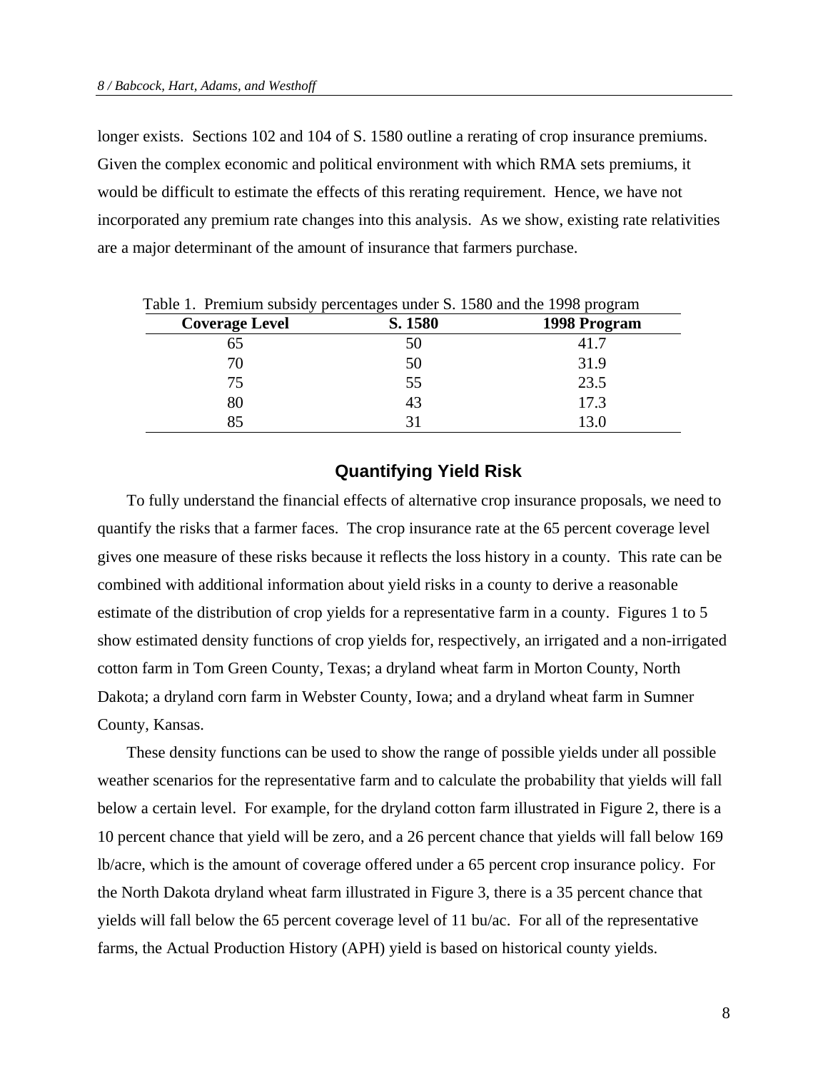longer exists. Sections 102 and 104 of S. 1580 outline a rerating of crop insurance premiums. Given the complex economic and political environment with which RMA sets premiums, it would be difficult to estimate the effects of this rerating requirement. Hence, we have not incorporated any premium rate changes into this analysis. As we show, existing rate relativities are a major determinant of the amount of insurance that farmers purchase.

Table 1. Premium subsidy percentages under S. 1580 and the 1998 program

| Coverage Level | S. 1580 | 1998 Program |
|---|---|---|
| 65 | 50 | 41.7 |
| 70 | 50 | 31.9 |
| 75 | 55 | 23.5 |
| 80 | 43 | 17.3 |
| 85 | 31 | 13.0 |

## Quantifying Yield Risk

To fully understand the financial effects of alternative crop insurance proposals, we need to quantify the risks that a farmer faces. The crop insurance rate at the 65 percent coverage level gives one measure of these risks because it reflects the loss history in a county. This rate can be combined with additional information about yield risks in a county to derive a reasonable estimate of the distribution of crop yields for a representative farm in a county. Figures 1 to 5 show estimated density functions of crop yields for, respectively, an irrigated and a non-irrigated cotton farm in Tom Green County, Texas; a dryland wheat farm in Morton County, North Dakota; a dryland corn farm in Webster County, Iowa; and a dryland wheat farm in Sumner County, Kansas.

These density functions can be used to show the range of possible yields under all possible weather scenarios for the representative farm and to calculate the probability that yields will fall below a certain level. For example, for the dryland cotton farm illustrated in Figure 2, there is a 10 percent chance that yield will be zero, and a 26 percent chance that yields will fall below 169 lb/acre, which is the amount of coverage offered under a 65 percent crop insurance policy. For the North Dakota dryland wheat farm illustrated in Figure 3, there is a 35 percent chance that yields will fall below the 65 percent coverage level of 11 bu/ac. For all of the representative farms, the Actual Production History (APH) yield is based on historical county yields.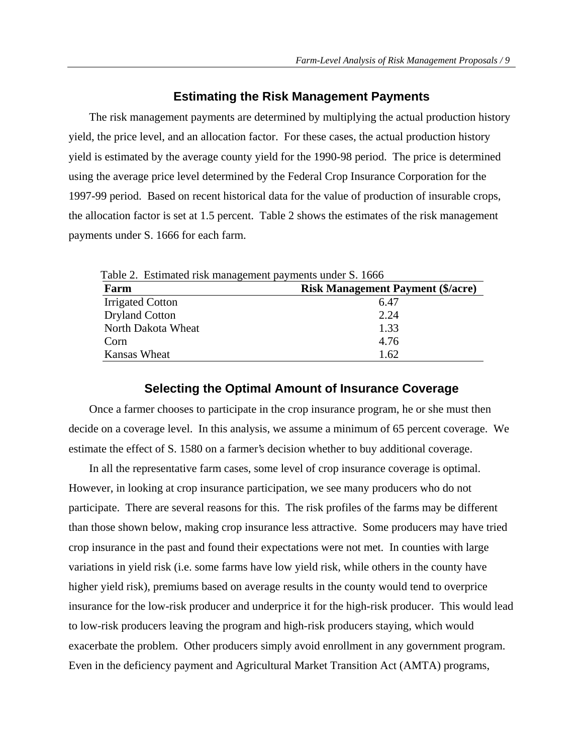## Estimating the Risk Management Payments

The risk management payments are determined by multiplying the actual production history yield, the price level, and an allocation factor. For these cases, the actual production history yield is estimated by the average county yield for the 1990-98 period. The price is determined using the average price level determined by the Federal Crop Insurance Corporation for the 1997-99 period. Based on recent historical data for the value of production of insurable crops, the allocation factor is set at 1.5 percent. Table 2 shows the estimates of the risk management payments under S. 1666 for each farm.

Table 2. Estimated risk management payments under S. 1666

| Farm | Risk Management Payment ($/acre) |
|---|---|
| Irrigated Cotton | 6.47 |
| Dryland Cotton | 2.24 |
| North Dakota Wheat | 1.33 |
| Corn | 4.76 |
| Kansas Wheat | 1.62 |

## Selecting the Optimal Amount of Insurance Coverage

Once a farmer chooses to participate in the crop insurance program, he or she must then decide on a coverage level. In this analysis, we assume a minimum of 65 percent coverage. We estimate the effect of S. 1580 on a farmer's decision whether to buy additional coverage.

In all the representative farm cases, some level of crop insurance coverage is optimal. However, in looking at crop insurance participation, we see many producers who do not participate. There are several reasons for this. The risk profiles of the farms may be different than those shown below, making crop insurance less attractive. Some producers may have tried crop insurance in the past and found their expectations were not met. In counties with large variations in yield risk (i.e. some farms have low yield risk, while others in the county have higher yield risk), premiums based on average results in the county would tend to overprice insurance for the low-risk producer and underprice it for the high-risk producer. This would lead to low-risk producers leaving the program and high-risk producers staying, which would exacerbate the problem. Other producers simply avoid enrollment in any government program. Even in the deficiency payment and Agricultural Market Transition Act (AMTA) programs,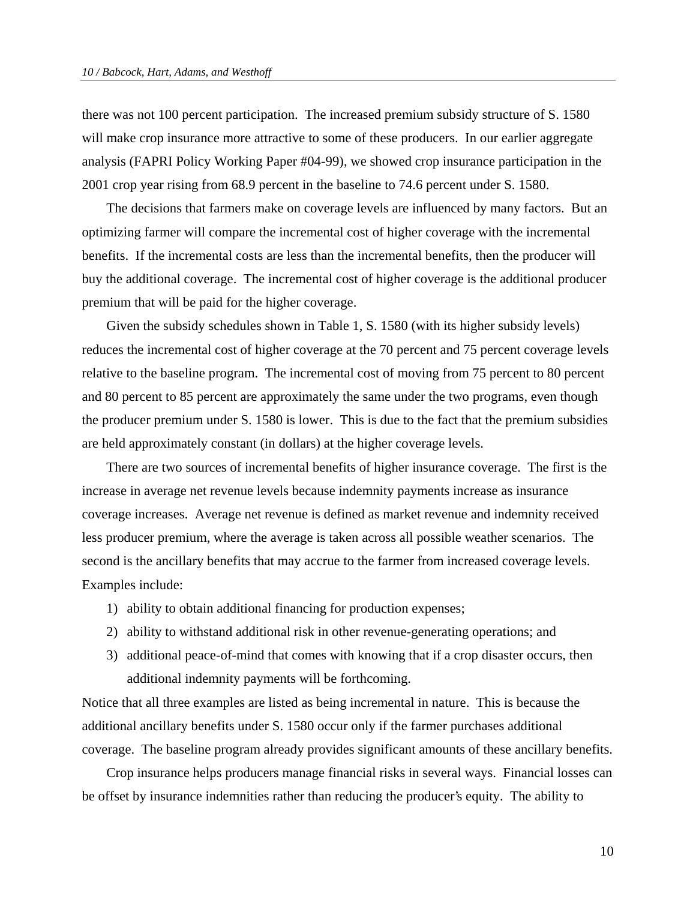there was not 100 percent participation. The increased premium subsidy structure of S. 1580 will make crop insurance more attractive to some of these producers. In our earlier aggregate analysis (FAPRI Policy Working Paper #04-99), we showed crop insurance participation in the 2001 crop year rising from 68.9 percent in the baseline to 74.6 percent under S. 1580.

The decisions that farmers make on coverage levels are influenced by many factors. But an optimizing farmer will compare the incremental cost of higher coverage with the incremental benefits. If the incremental costs are less than the incremental benefits, then the producer will buy the additional coverage. The incremental cost of higher coverage is the additional producer premium that will be paid for the higher coverage.

Given the subsidy schedules shown in Table 1, S. 1580 (with its higher subsidy levels) reduces the incremental cost of higher coverage at the 70 percent and 75 percent coverage levels relative to the baseline program. The incremental cost of moving from 75 percent to 80 percent and 80 percent to 85 percent are approximately the same under the two programs, even though the producer premium under S. 1580 is lower. This is due to the fact that the premium subsidies are held approximately constant (in dollars) at the higher coverage levels.

There are two sources of incremental benefits of higher insurance coverage. The first is the increase in average net revenue levels because indemnity payments increase as insurance coverage increases. Average net revenue is defined as market revenue and indemnity received less producer premium, where the average is taken across all possible weather scenarios. The second is the ancillary benefits that may accrue to the farmer from increased coverage levels. Examples include:

1) ability to obtain additional financing for production expenses;
2) ability to withstand additional risk in other revenue-generating operations; and
3) additional peace-of-mind that comes with knowing that if a crop disaster occurs, then additional indemnity payments will be forthcoming.

Notice that all three examples are listed as being incremental in nature. This is because the additional ancillary benefits under S. 1580 occur only if the farmer purchases additional coverage. The baseline program already provides significant amounts of these ancillary benefits.

Crop insurance helps producers manage financial risks in several ways. Financial losses can be offset by insurance indemnities rather than reducing the producer's equity. The ability to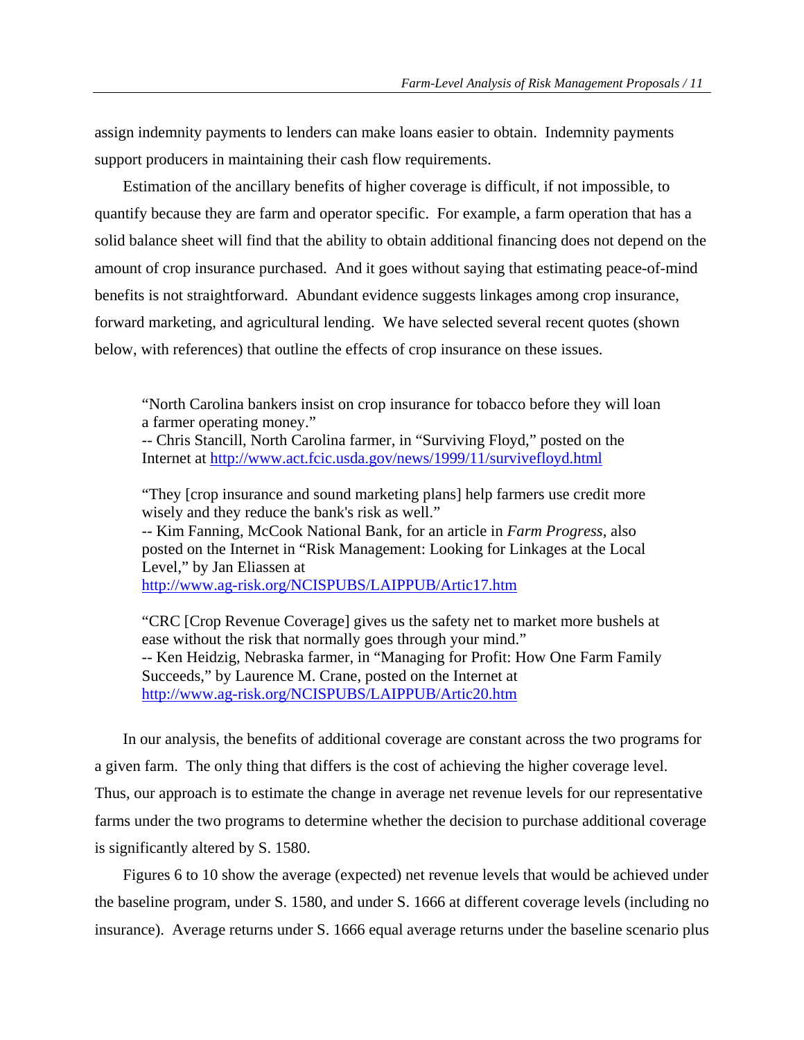assign indemnity payments to lenders can make loans easier to obtain. Indemnity payments support producers in maintaining their cash flow requirements.

Estimation of the ancillary benefits of higher coverage is difficult, if not impossible, to quantify because they are farm and operator specific. For example, a farm operation that has a solid balance sheet will find that the ability to obtain additional financing does not depend on the amount of crop insurance purchased. And it goes without saying that estimating peace-of-mind benefits is not straightforward. Abundant evidence suggests linkages among crop insurance, forward marketing, and agricultural lending. We have selected several recent quotes (shown below, with references) that outline the effects of crop insurance on these issues.

> "North Carolina bankers insist on crop insurance for tobacco before they will loan a farmer operating money."
> -- Chris Stancill, North Carolina farmer, in "Surviving Floyd," posted on the Internet at http://www.act.fcic.usda.gov/news/1999/11/survivefloyd.html

> "They [crop insurance and sound marketing plans] help farmers use credit more wisely and they reduce the bank's risk as well."
> -- Kim Fanning, McCook National Bank, for an article in *Farm Progress*, also posted on the Internet in "Risk Management: Looking for Linkages at the Local Level," by Jan Eliassen at http://www.ag-risk.org/NCISPUBS/LAIPPUB/Artic17.htm

> "CRC [Crop Revenue Coverage] gives us the safety net to market more bushels at ease without the risk that normally goes through your mind."
> -- Ken Heidzig, Nebraska farmer, in "Managing for Profit: How One Farm Family Succeeds," by Laurence M. Crane, posted on the Internet at http://www.ag-risk.org/NCISPUBS/LAIPPUB/Artic20.htm

In our analysis, the benefits of additional coverage are constant across the two programs for a given farm. The only thing that differs is the cost of achieving the higher coverage level. Thus, our approach is to estimate the change in average net revenue levels for our representative farms under the two programs to determine whether the decision to purchase additional coverage is significantly altered by S. 1580.

Figures 6 to 10 show the average (expected) net revenue levels that would be achieved under the baseline program, under S. 1580, and under S. 1666 at different coverage levels (including no insurance). Average returns under S. 1666 equal average returns under the baseline scenario plus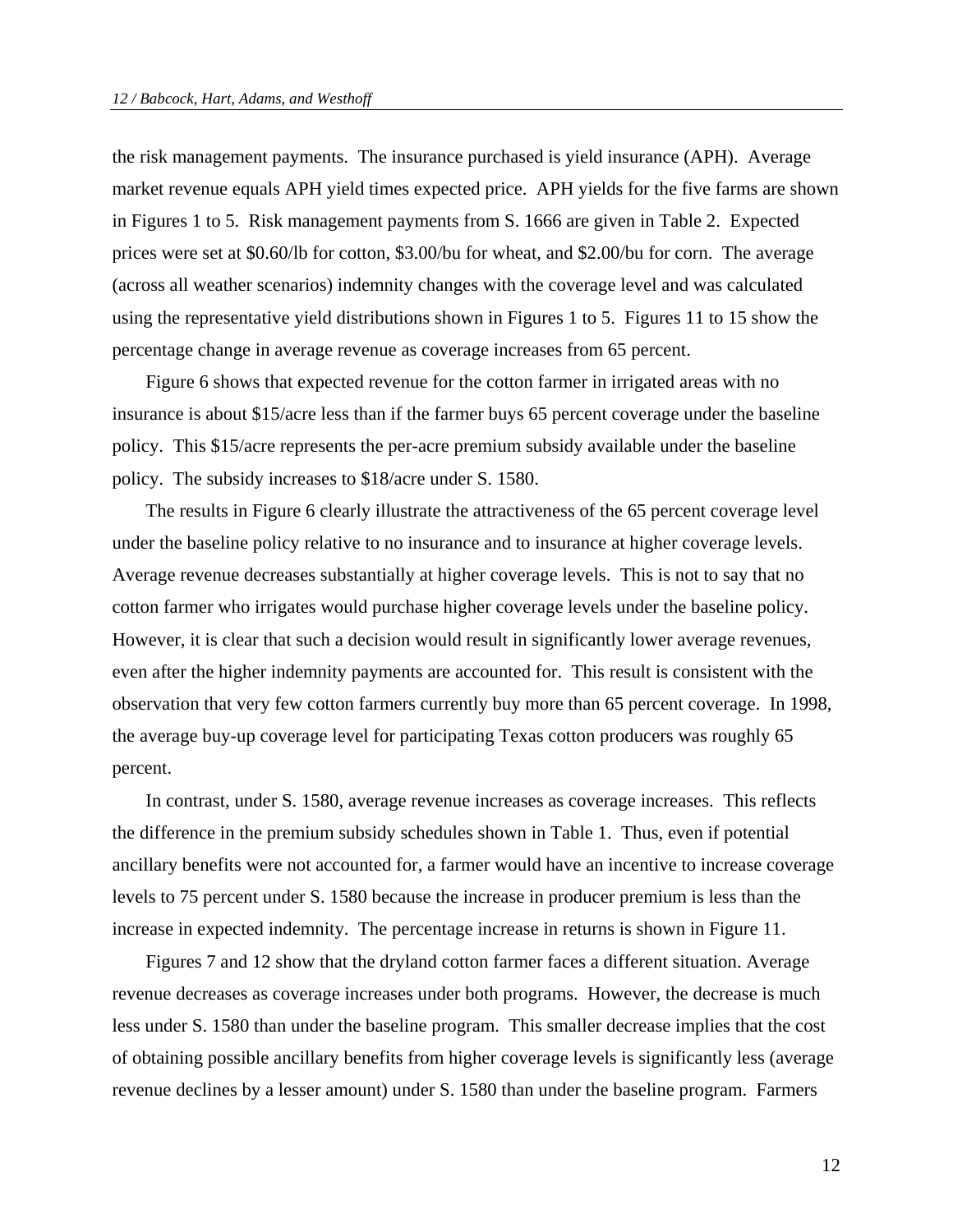the risk management payments. The insurance purchased is yield insurance (APH). Average market revenue equals APH yield times expected price. APH yields for the five farms are shown in Figures 1 to 5. Risk management payments from S. 1666 are given in Table 2. Expected prices were set at \$0.60/lb for cotton, \$3.00/bu for wheat, and \$2.00/bu for corn. The average (across all weather scenarios) indemnity changes with the coverage level and was calculated using the representative yield distributions shown in Figures 1 to 5. Figures 11 to 15 show the percentage change in average revenue as coverage increases from 65 percent.

Figure 6 shows that expected revenue for the cotton farmer in irrigated areas with no insurance is about \$15/acre less than if the farmer buys 65 percent coverage under the baseline policy. This \$15/acre represents the per-acre premium subsidy available under the baseline policy. The subsidy increases to \$18/acre under S. 1580.

The results in Figure 6 clearly illustrate the attractiveness of the 65 percent coverage level under the baseline policy relative to no insurance and to insurance at higher coverage levels. Average revenue decreases substantially at higher coverage levels. This is not to say that no cotton farmer who irrigates would purchase higher coverage levels under the baseline policy. However, it is clear that such a decision would result in significantly lower average revenues, even after the higher indemnity payments are accounted for. This result is consistent with the observation that very few cotton farmers currently buy more than 65 percent coverage. In 1998, the average buy-up coverage level for participating Texas cotton producers was roughly 65 percent.

In contrast, under S. 1580, average revenue increases as coverage increases. This reflects the difference in the premium subsidy schedules shown in Table 1. Thus, even if potential ancillary benefits were not accounted for, a farmer would have an incentive to increase coverage levels to 75 percent under S. 1580 because the increase in producer premium is less than the increase in expected indemnity. The percentage increase in returns is shown in Figure 11.

Figures 7 and 12 show that the dryland cotton farmer faces a different situation. Average revenue decreases as coverage increases under both programs. However, the decrease is much less under S. 1580 than under the baseline program. This smaller decrease implies that the cost of obtaining possible ancillary benefits from higher coverage levels is significantly less (average revenue declines by a lesser amount) under S. 1580 than under the baseline program. Farmers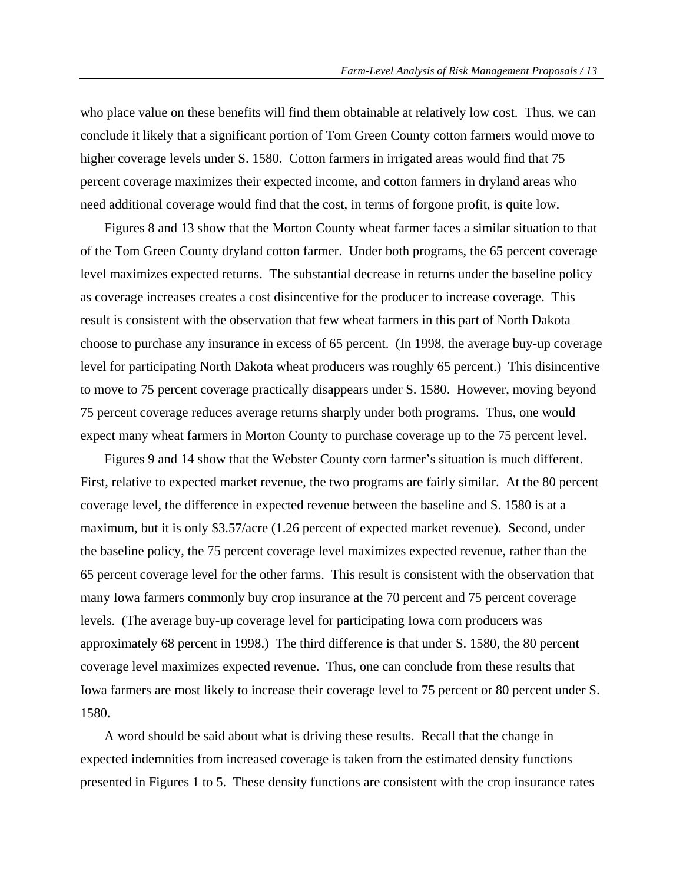who place value on these benefits will find them obtainable at relatively low cost. Thus, we can conclude it likely that a significant portion of Tom Green County cotton farmers would move to higher coverage levels under S. 1580. Cotton farmers in irrigated areas would find that 75 percent coverage maximizes their expected income, and cotton farmers in dryland areas who need additional coverage would find that the cost, in terms of forgone profit, is quite low.

Figures 8 and 13 show that the Morton County wheat farmer faces a similar situation to that of the Tom Green County dryland cotton farmer. Under both programs, the 65 percent coverage level maximizes expected returns. The substantial decrease in returns under the baseline policy as coverage increases creates a cost disincentive for the producer to increase coverage. This result is consistent with the observation that few wheat farmers in this part of North Dakota choose to purchase any insurance in excess of 65 percent. (In 1998, the average buy-up coverage level for participating North Dakota wheat producers was roughly 65 percent.) This disincentive to move to 75 percent coverage practically disappears under S. 1580. However, moving beyond 75 percent coverage reduces average returns sharply under both programs. Thus, one would expect many wheat farmers in Morton County to purchase coverage up to the 75 percent level.

Figures 9 and 14 show that the Webster County corn farmer's situation is much different. First, relative to expected market revenue, the two programs are fairly similar. At the 80 percent coverage level, the difference in expected revenue between the baseline and S. 1580 is at a maximum, but it is only $3.57/acre (1.26 percent of expected market revenue). Second, under the baseline policy, the 75 percent coverage level maximizes expected revenue, rather than the 65 percent coverage level for the other farms. This result is consistent with the observation that many Iowa farmers commonly buy crop insurance at the 70 percent and 75 percent coverage levels. (The average buy-up coverage level for participating Iowa corn producers was approximately 68 percent in 1998.) The third difference is that under S. 1580, the 80 percent coverage level maximizes expected revenue. Thus, one can conclude from these results that Iowa farmers are most likely to increase their coverage level to 75 percent or 80 percent under S. 1580.

A word should be said about what is driving these results. Recall that the change in expected indemnities from increased coverage is taken from the estimated density functions presented in Figures 1 to 5. These density functions are consistent with the crop insurance rates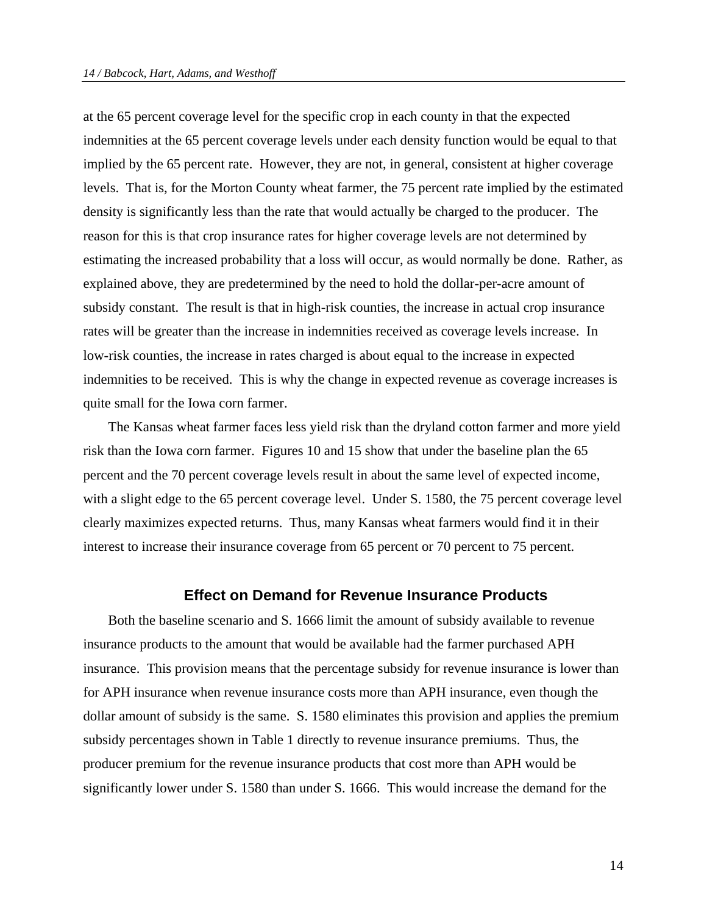at the 65 percent coverage level for the specific crop in each county in that the expected indemnities at the 65 percent coverage levels under each density function would be equal to that implied by the 65 percent rate. However, they are not, in general, consistent at higher coverage levels. That is, for the Morton County wheat farmer, the 75 percent rate implied by the estimated density is significantly less than the rate that would actually be charged to the producer. The reason for this is that crop insurance rates for higher coverage levels are not determined by estimating the increased probability that a loss will occur, as would normally be done. Rather, as explained above, they are predetermined by the need to hold the dollar-per-acre amount of subsidy constant. The result is that in high-risk counties, the increase in actual crop insurance rates will be greater than the increase in indemnities received as coverage levels increase. In low-risk counties, the increase in rates charged is about equal to the increase in expected indemnities to be received. This is why the change in expected revenue as coverage increases is quite small for the Iowa corn farmer.

The Kansas wheat farmer faces less yield risk than the dryland cotton farmer and more yield risk than the Iowa corn farmer. Figures 10 and 15 show that under the baseline plan the 65 percent and the 70 percent coverage levels result in about the same level of expected income, with a slight edge to the 65 percent coverage level. Under S. 1580, the 75 percent coverage level clearly maximizes expected returns. Thus, many Kansas wheat farmers would find it in their interest to increase their insurance coverage from 65 percent or 70 percent to 75 percent.

## Effect on Demand for Revenue Insurance Products

Both the baseline scenario and S. 1666 limit the amount of subsidy available to revenue insurance products to the amount that would be available had the farmer purchased APH insurance. This provision means that the percentage subsidy for revenue insurance is lower than for APH insurance when revenue insurance costs more than APH insurance, even though the dollar amount of subsidy is the same. S. 1580 eliminates this provision and applies the premium subsidy percentages shown in Table 1 directly to revenue insurance premiums. Thus, the producer premium for the revenue insurance products that cost more than APH would be significantly lower under S. 1580 than under S. 1666. This would increase the demand for the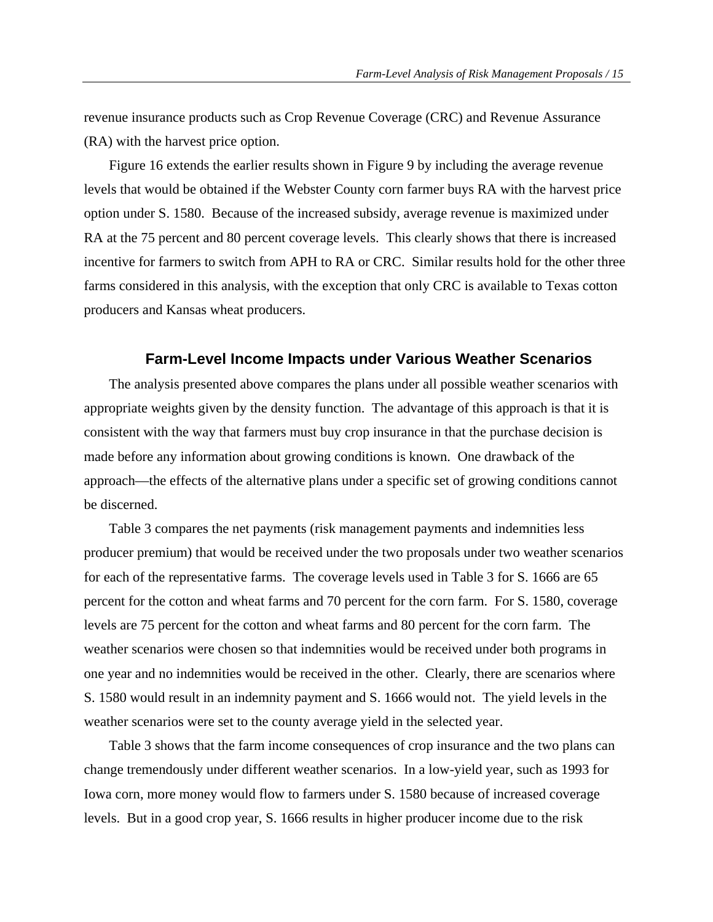revenue insurance products such as Crop Revenue Coverage (CRC) and Revenue Assurance (RA) with the harvest price option.

Figure 16 extends the earlier results shown in Figure 9 by including the average revenue levels that would be obtained if the Webster County corn farmer buys RA with the harvest price option under S. 1580. Because of the increased subsidy, average revenue is maximized under RA at the 75 percent and 80 percent coverage levels. This clearly shows that there is increased incentive for farmers to switch from APH to RA or CRC. Similar results hold for the other three farms considered in this analysis, with the exception that only CRC is available to Texas cotton producers and Kansas wheat producers.

## Farm-Level Income Impacts under Various Weather Scenarios

The analysis presented above compares the plans under all possible weather scenarios with appropriate weights given by the density function. The advantage of this approach is that it is consistent with the way that farmers must buy crop insurance in that the purchase decision is made before any information about growing conditions is known. One drawback of the approach—the effects of the alternative plans under a specific set of growing conditions cannot be discerned.

Table 3 compares the net payments (risk management payments and indemnities less producer premium) that would be received under the two proposals under two weather scenarios for each of the representative farms. The coverage levels used in Table 3 for S. 1666 are 65 percent for the cotton and wheat farms and 70 percent for the corn farm. For S. 1580, coverage levels are 75 percent for the cotton and wheat farms and 80 percent for the corn farm. The weather scenarios were chosen so that indemnities would be received under both programs in one year and no indemnities would be received in the other. Clearly, there are scenarios where S. 1580 would result in an indemnity payment and S. 1666 would not. The yield levels in the weather scenarios were set to the county average yield in the selected year.

Table 3 shows that the farm income consequences of crop insurance and the two plans can change tremendously under different weather scenarios. In a low-yield year, such as 1993 for Iowa corn, more money would flow to farmers under S. 1580 because of increased coverage levels. But in a good crop year, S. 1666 results in higher producer income due to the risk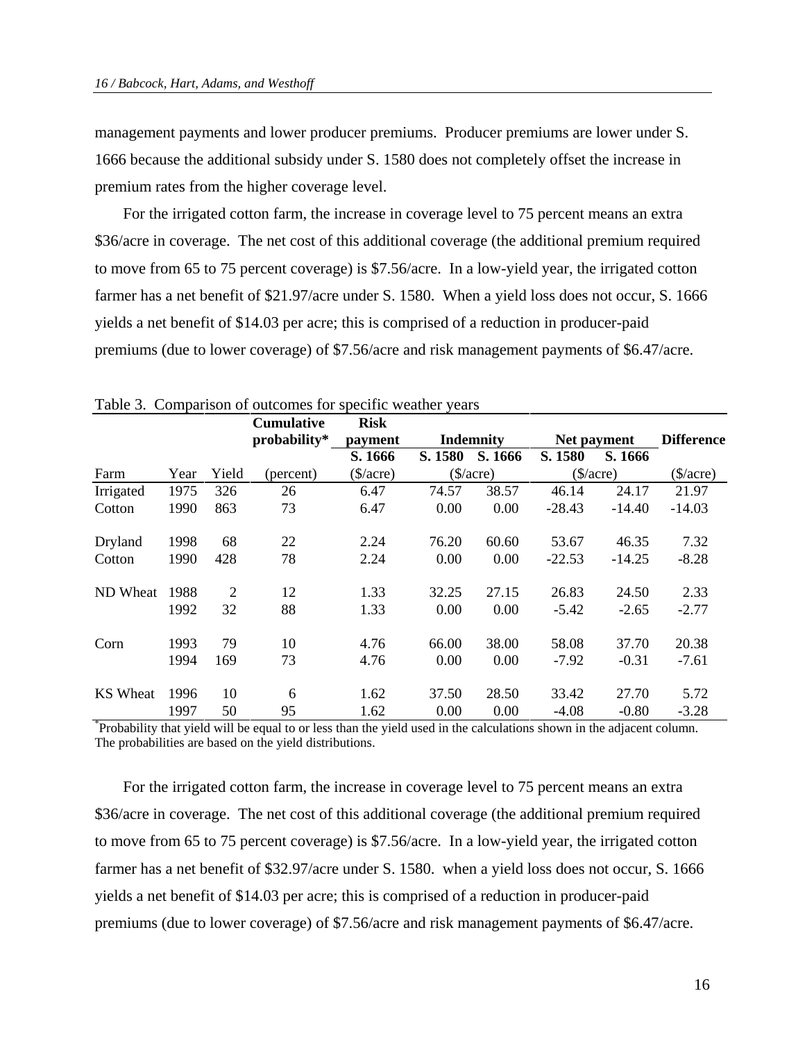management payments and lower producer premiums. Producer premiums are lower under S. 1666 because the additional subsidy under S. 1580 does not completely offset the increase in premium rates from the higher coverage level.

For the irrigated cotton farm, the increase in coverage level to 75 percent means an extra $36/acre in coverage. The net cost of this additional coverage (the additional premium required to move from 65 to 75 percent coverage) is $7.56/acre. In a low-yield year, the irrigated cotton farmer has a net benefit of $21.97/acre under S. 1580. When a yield loss does not occur, S. 1666 yields a net benefit of $14.03 per acre; this is comprised of a reduction in producer-paid premiums (due to lower coverage) of $7.56/acre and risk management payments of $6.47/acre.

Table 3. Comparison of outcomes for specific weather years

| | | | Cumulative probability* | Risk payment | Indemnity | | Net payment | | Difference |
|---|---|---|---|---|---|---|---|---|---|
| | | | | S. 1666 | S. 1580 | S. 1666 | S. 1580 | S. 1666 | |
| Farm | Year | Yield | (percent) | ($/acre) | ($/acre) | | ($/acre) | | ($/acre) |
| Irrigated | 1975 | 326 | 26 | 6.47 | 74.57 | 38.57 | 46.14 | 24.17 | 21.97 |
| Cotton | 1990 | 863 | 73 | 6.47 | 0.00 | 0.00 | -28.43 | -14.40 | -14.03 |
| Dryland | 1998 | 68 | 22 | 2.24 | 76.20 | 60.60 | 53.67 | 46.35 | 7.32 |
| Cotton | 1990 | 428 | 78 | 2.24 | 0.00 | 0.00 | -22.53 | -14.25 | -8.28 |
| ND Wheat | 1988 | 2 | 12 | 1.33 | 32.25 | 27.15 | 26.83 | 24.50 | 2.33 |
| | 1992 | 32 | 88 | 1.33 | 0.00 | 0.00 | -5.42 | -2.65 | -2.77 |
| Corn | 1993 | 79 | 10 | 4.76 | 66.00 | 38.00 | 58.08 | 37.70 | 20.38 |
| | 1994 | 169 | 73 | 4.76 | 0.00 | 0.00 | -7.92 | -0.31 | -7.61 |
| KS Wheat | 1996 | 10 | 6 | 1.62 | 37.50 | 28.50 | 33.42 | 27.70 | 5.72 |
| | 1997 | 50 | 95 | 1.62 | 0.00 | 0.00 | -4.08 | -0.80 | -3.28 |

*Probability that yield will be equal to or less than the yield used in the calculations shown in the adjacent column. The probabilities are based on the yield distributions.

For the irrigated cotton farm, the increase in coverage level to 75 percent means an extra $36/acre in coverage. The net cost of this additional coverage (the additional premium required to move from 65 to 75 percent coverage) is $7.56/acre. In a low-yield year, the irrigated cotton farmer has a net benefit of $32.97/acre under S. 1580. when a yield loss does not occur, S. 1666 yields a net benefit of $14.03 per acre; this is comprised of a reduction in producer-paid premiums (due to lower coverage) of $7.56/acre and risk management payments of $6.47/acre.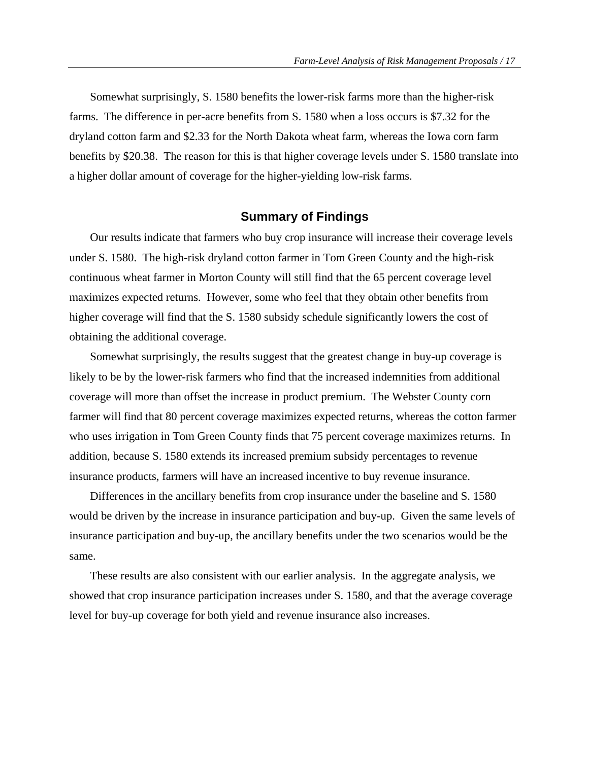Somewhat surprisingly, S. 1580 benefits the lower-risk farms more than the higher-risk farms. The difference in per-acre benefits from S. 1580 when a loss occurs is $7.32 for the dryland cotton farm and $2.33 for the North Dakota wheat farm, whereas the Iowa corn farm benefits by $20.38. The reason for this is that higher coverage levels under S. 1580 translate into a higher dollar amount of coverage for the higher-yielding low-risk farms.

## Summary of Findings

Our results indicate that farmers who buy crop insurance will increase their coverage levels under S. 1580. The high-risk dryland cotton farmer in Tom Green County and the high-risk continuous wheat farmer in Morton County will still find that the 65 percent coverage level maximizes expected returns. However, some who feel that they obtain other benefits from higher coverage will find that the S. 1580 subsidy schedule significantly lowers the cost of obtaining the additional coverage.

Somewhat surprisingly, the results suggest that the greatest change in buy-up coverage is likely to be by the lower-risk farmers who find that the increased indemnities from additional coverage will more than offset the increase in product premium. The Webster County corn farmer will find that 80 percent coverage maximizes expected returns, whereas the cotton farmer who uses irrigation in Tom Green County finds that 75 percent coverage maximizes returns. In addition, because S. 1580 extends its increased premium subsidy percentages to revenue insurance products, farmers will have an increased incentive to buy revenue insurance.

Differences in the ancillary benefits from crop insurance under the baseline and S. 1580 would be driven by the increase in insurance participation and buy-up. Given the same levels of insurance participation and buy-up, the ancillary benefits under the two scenarios would be the same.

These results are also consistent with our earlier analysis. In the aggregate analysis, we showed that crop insurance participation increases under S. 1580, and that the average coverage level for buy-up coverage for both yield and revenue insurance also increases.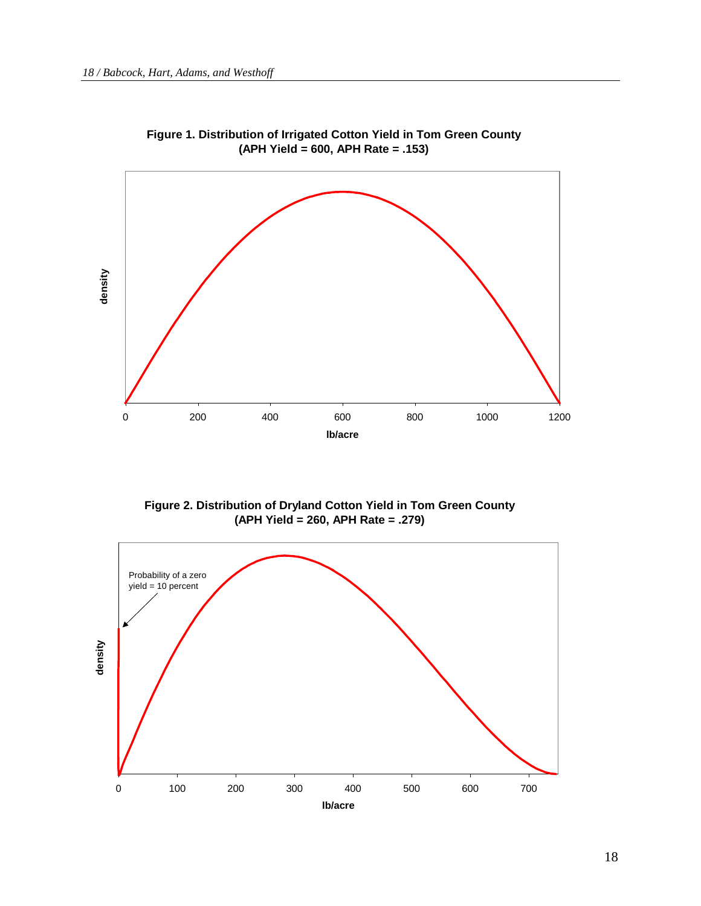**Figure 1. Distribution of Irrigated Cotton Yield in Tom Green County (APH Yield = 600, APH Rate = .153)**

density

0
200
400
600
800
1000
1200

lb/acre

**Figure 2. Distribution of Dryland Cotton Yield in Tom Green County (APH Yield = 260, APH Rate = .279)**

Probability of a zero yield = 10 percent

density

0
100
200
300
400
500
600
700

lb/acre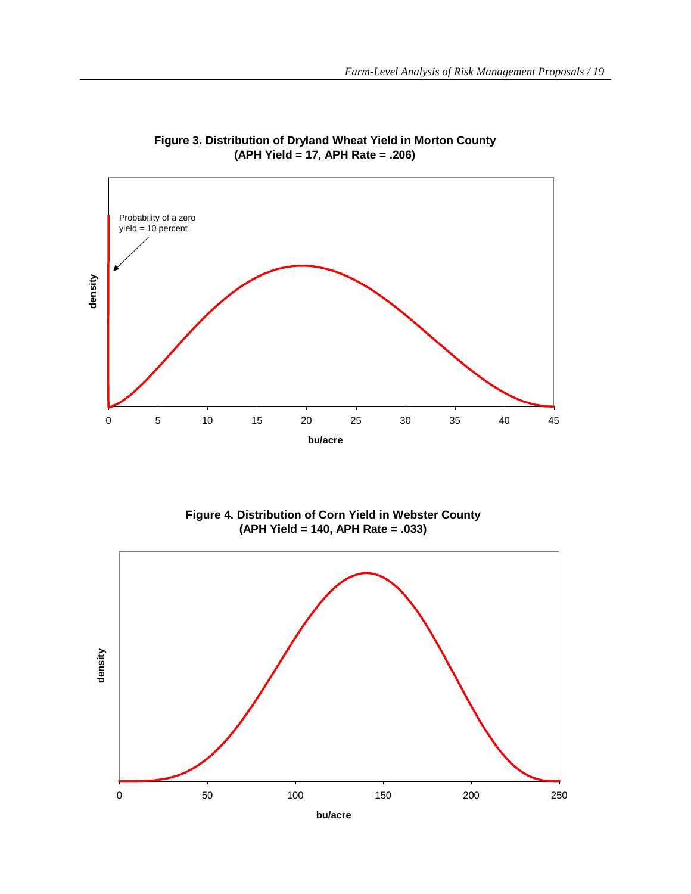**Figure 3. Distribution of Dryland Wheat Yield in Morton County (APH Yield = 17, APH Rate = .206)**

Probability of a zero yield = 10 percent

density

0
5
10
15
20
25
30
35
40
45

bu/acre

**Figure 4. Distribution of Corn Yield in Webster County (APH Yield = 140, APH Rate = .033)**

density

0
50
100
150
200
250

bu/acre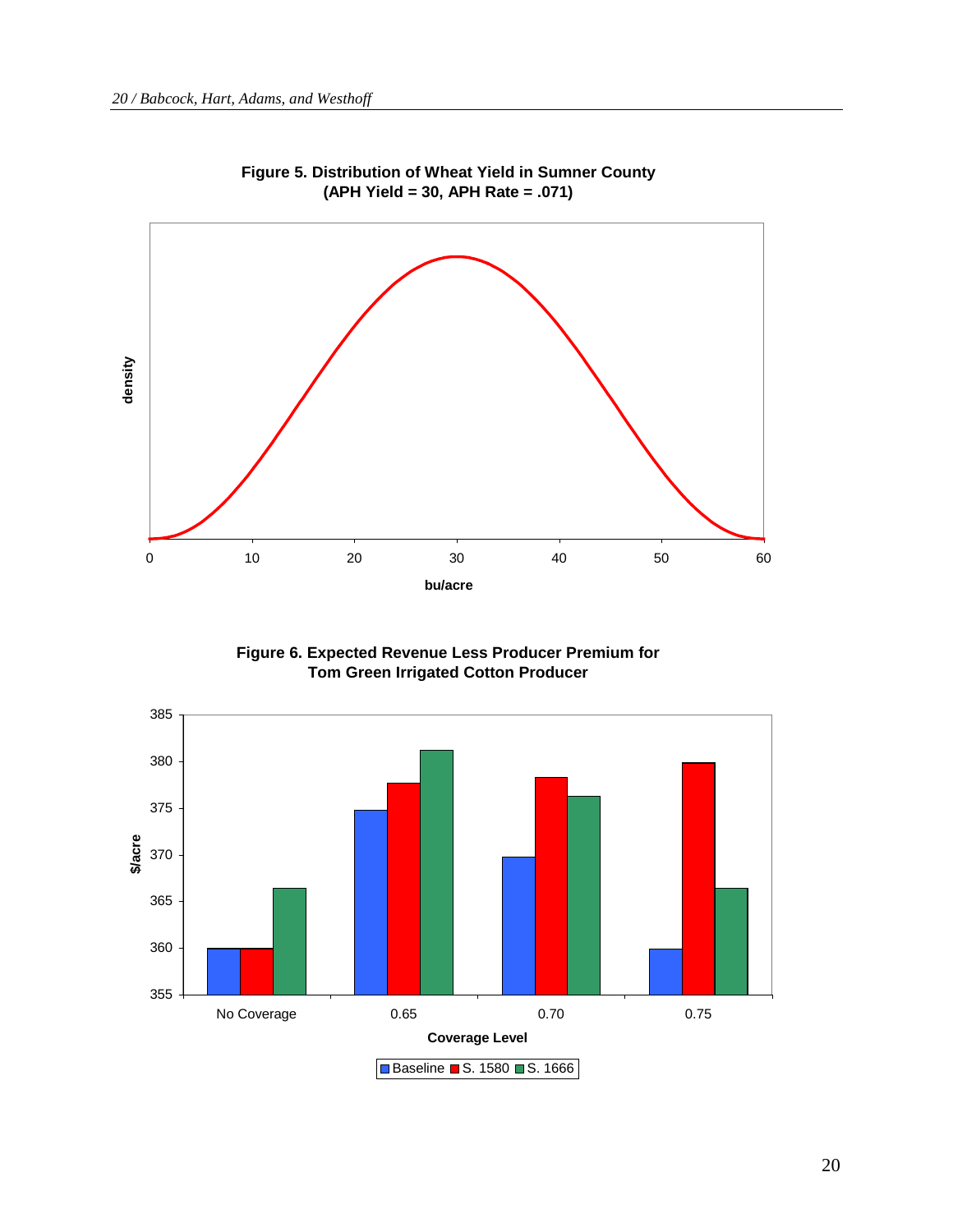**Figure 5. Distribution of Wheat Yield in Sumner County (APH Yield = 30, APH Rate = .071)**

**Figure 6. Expected Revenue Less Producer Premium for Tom Green Irrigated Cotton Producer**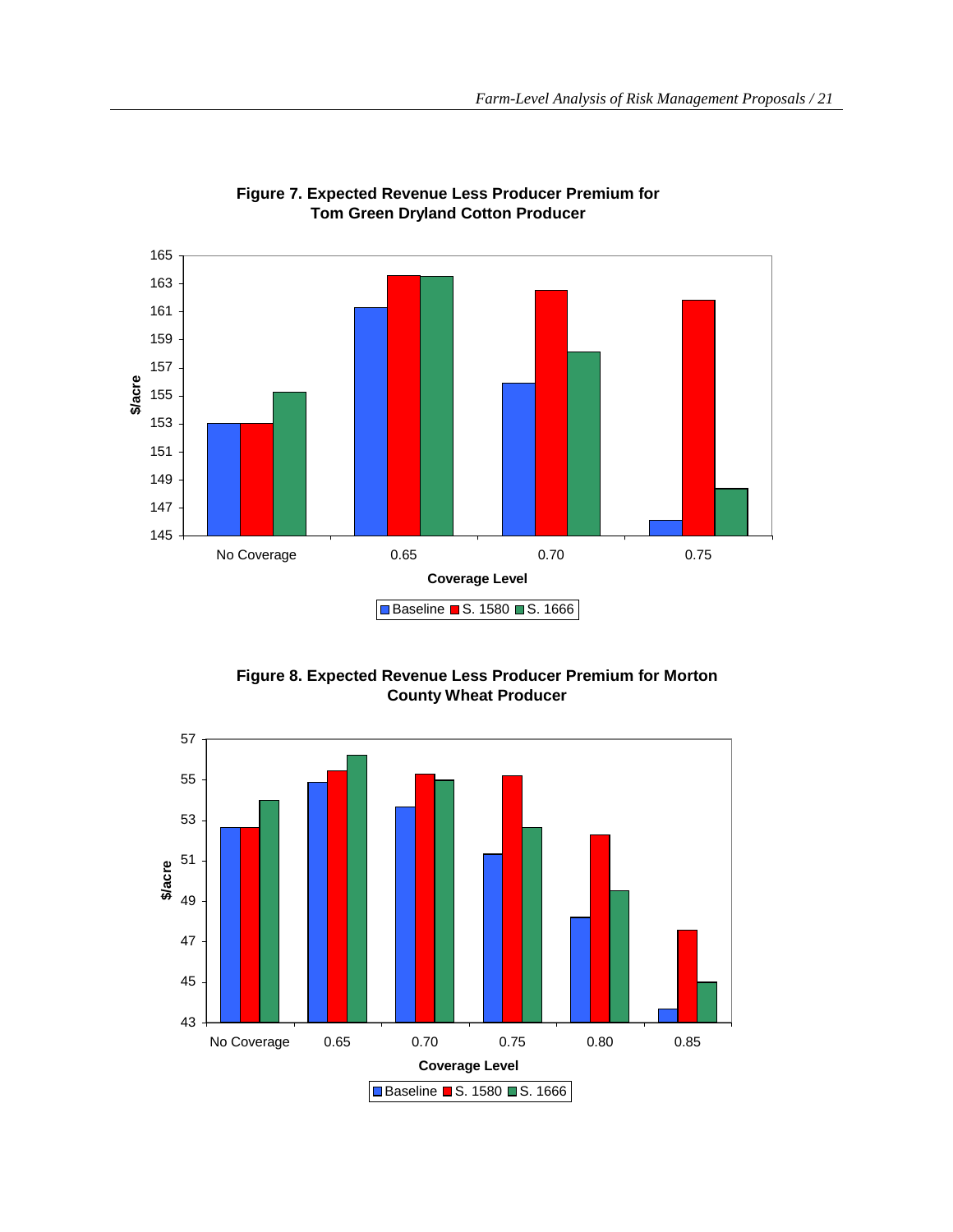**Figure 7. Expected Revenue Less Producer Premium for Tom Green Dryland Cotton Producer**

165
163
161
159
157
155
153
151
149
147
145

$/acre

No Coverage
0.65
0.70
0.75

Coverage Level

Baseline
S. 1580
S. 1666

**Figure 8. Expected Revenue Less Producer Premium for Morton County Wheat Producer**

57
55
53
51
49
47
45
43

$/acre

No Coverage
0.65
0.70
0.75
0.80
0.85

Coverage Level

Baseline
S. 1580
S. 1666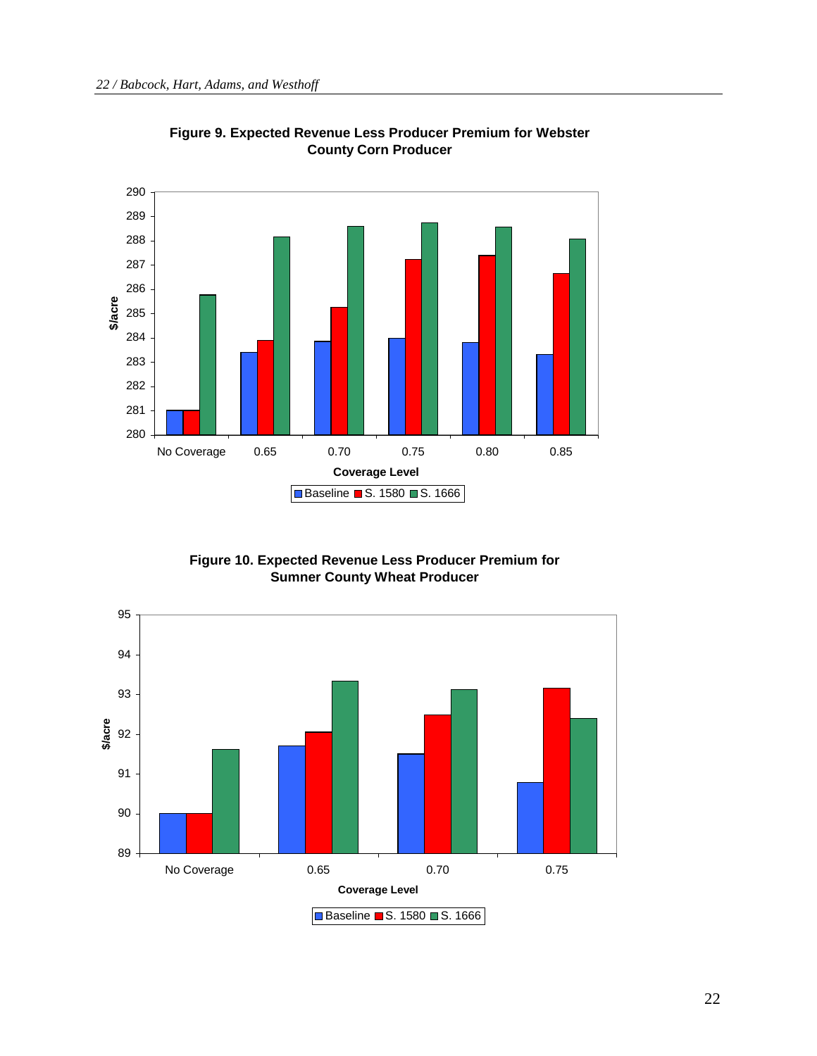**Figure 9. Expected Revenue Less Producer Premium for Webster County Corn Producer**

$/acre

290
289
288
287
286
285
284
283
282
281
280

No Coverage
0.65
0.70
0.75
0.80
0.85

Coverage Level

Baseline
S. 1580
S. 1666

**Figure 10. Expected Revenue Less Producer Premium for Sumner County Wheat Producer**

$/acre

95
94
93
92
91
90
89

No Coverage
0.65
0.70
0.75

Coverage Level

Baseline
S. 1580
S. 1666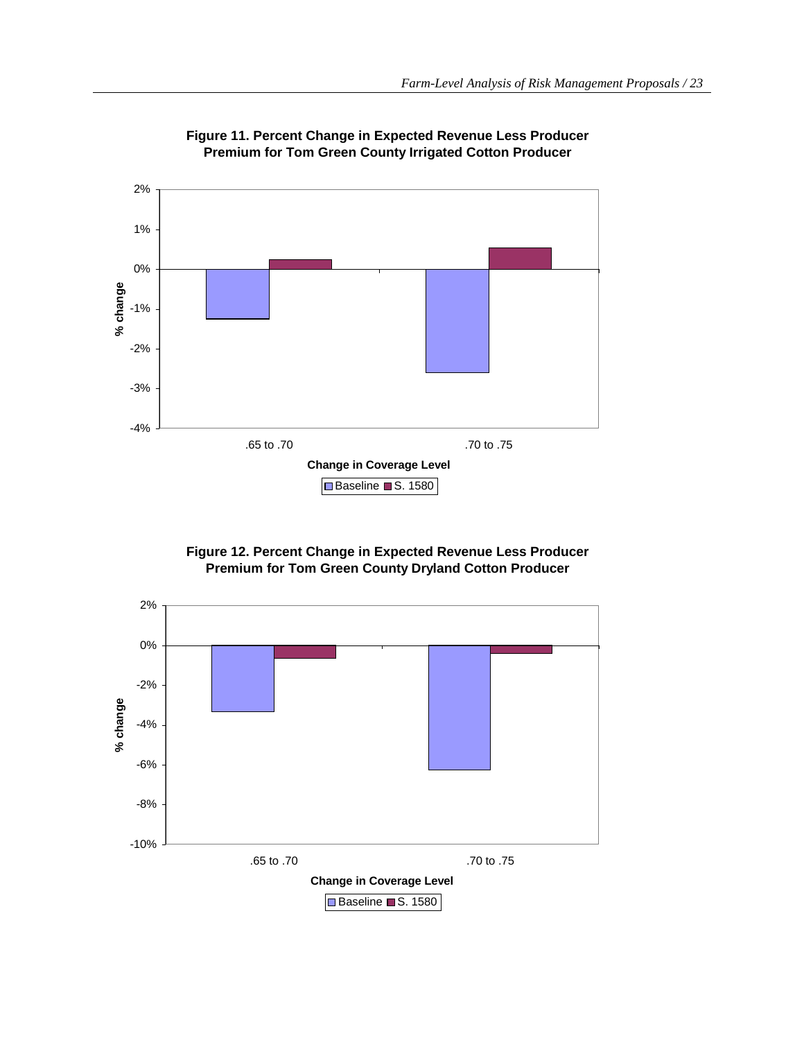**Figure 11. Percent Change in Expected Revenue Less Producer Premium for Tom Green County Irrigated Cotton Producer**

2%
1%
0%
-1%
-2%
-3%
-4%

% change

.65 to .70
.70 to .75

Change in Coverage Level

Baseline  S. 1580

**Figure 12. Percent Change in Expected Revenue Less Producer Premium for Tom Green County Dryland Cotton Producer**

2%
0%
-2%
-4%
-6%
-8%
-10%

% change

.65 to .70
.70 to .75

Change in Coverage Level

Baseline  S. 1580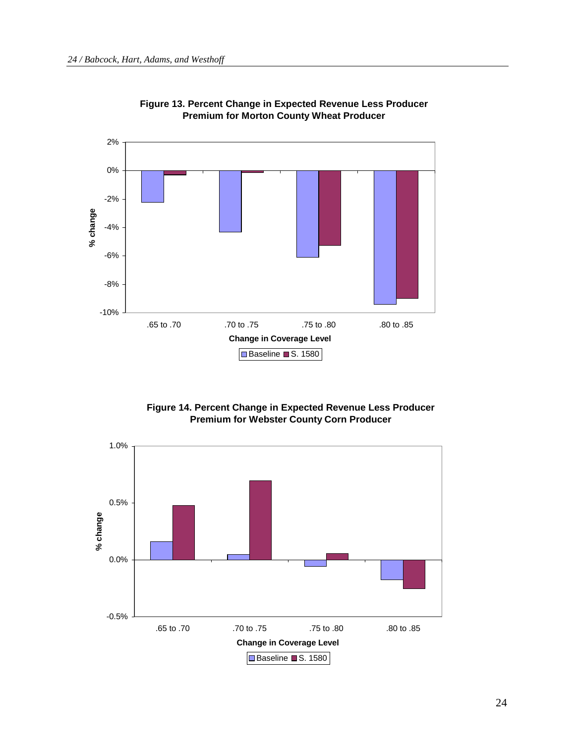**Figure 13. Percent Change in Expected Revenue Less Producer Premium for Morton County Wheat Producer**

2%
0%
-2%
-4%
-6%
-8%
-10%

% change

.65 to .70
.70 to .75
.75 to .80
.80 to .85

Change in Coverage Level

Baseline
S. 1580

**Figure 14. Percent Change in Expected Revenue Less Producer Premium for Webster County Corn Producer**

1.0%
0.5%
0.0%
-0.5%

% change

.65 to .70
.70 to .75
.75 to .80
.80 to .85

Change in Coverage Level

Baseline
S. 1580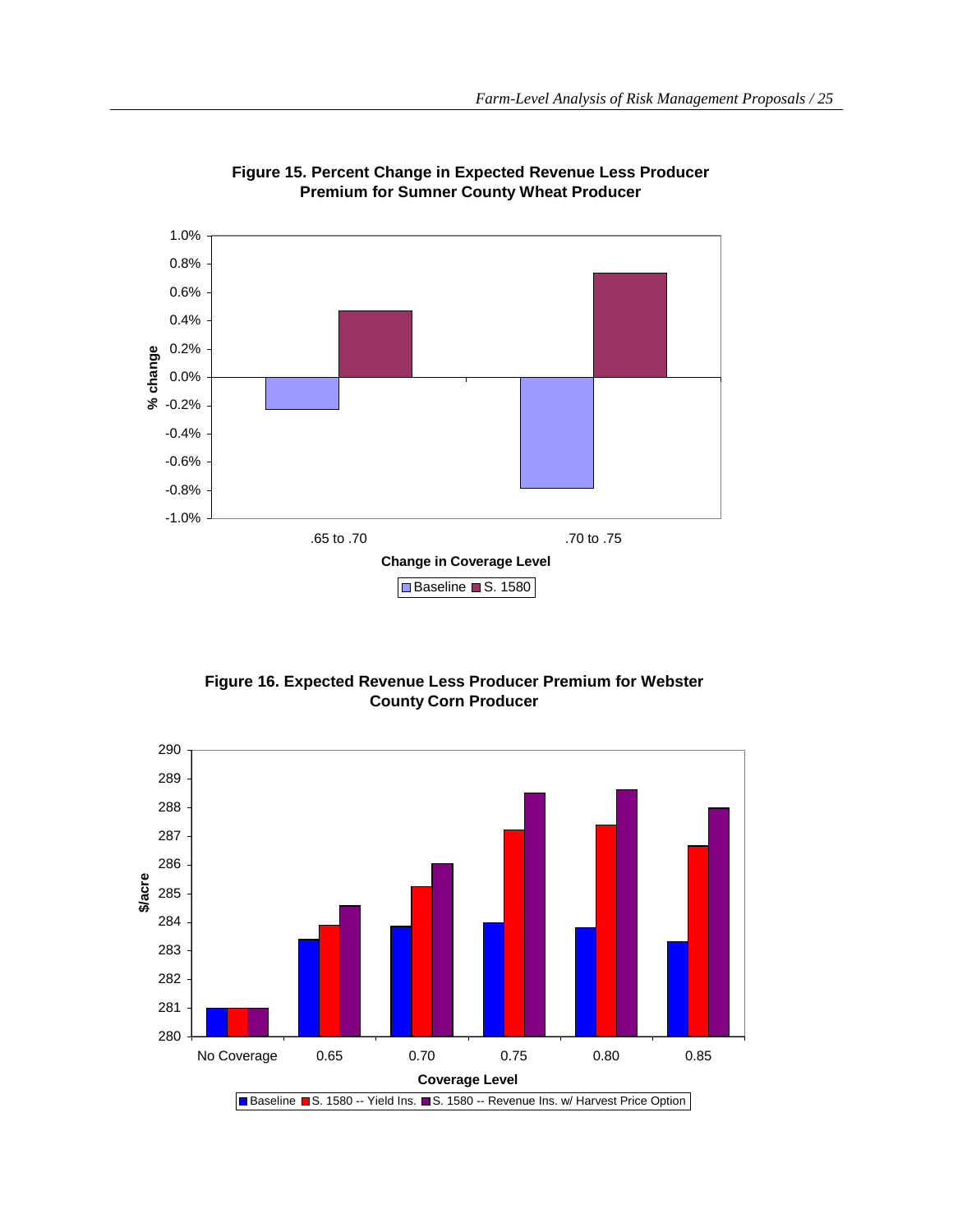**Figure 15. Percent Change in Expected Revenue Less Producer Premium for Sumner County Wheat Producer**

1.0%
0.8%
0.6%
0.4%
0.2%
0.0%
-0.2%
-0.4%
-0.6%
-0.8%
-1.0%

% change

.65 to .70
.70 to .75

Change in Coverage Level

Baseline
S. 1580

**Figure 16. Expected Revenue Less Producer Premium for Webster County Corn Producer**

290
289
288
287
286
285
284
283
282
281
280

$/acre

No Coverage
0.65
0.70
0.75
0.80
0.85

Coverage Level

Baseline
S. 1580 -- Yield Ins.
S. 1580 -- Revenue Ins. w/ Harvest Price Option